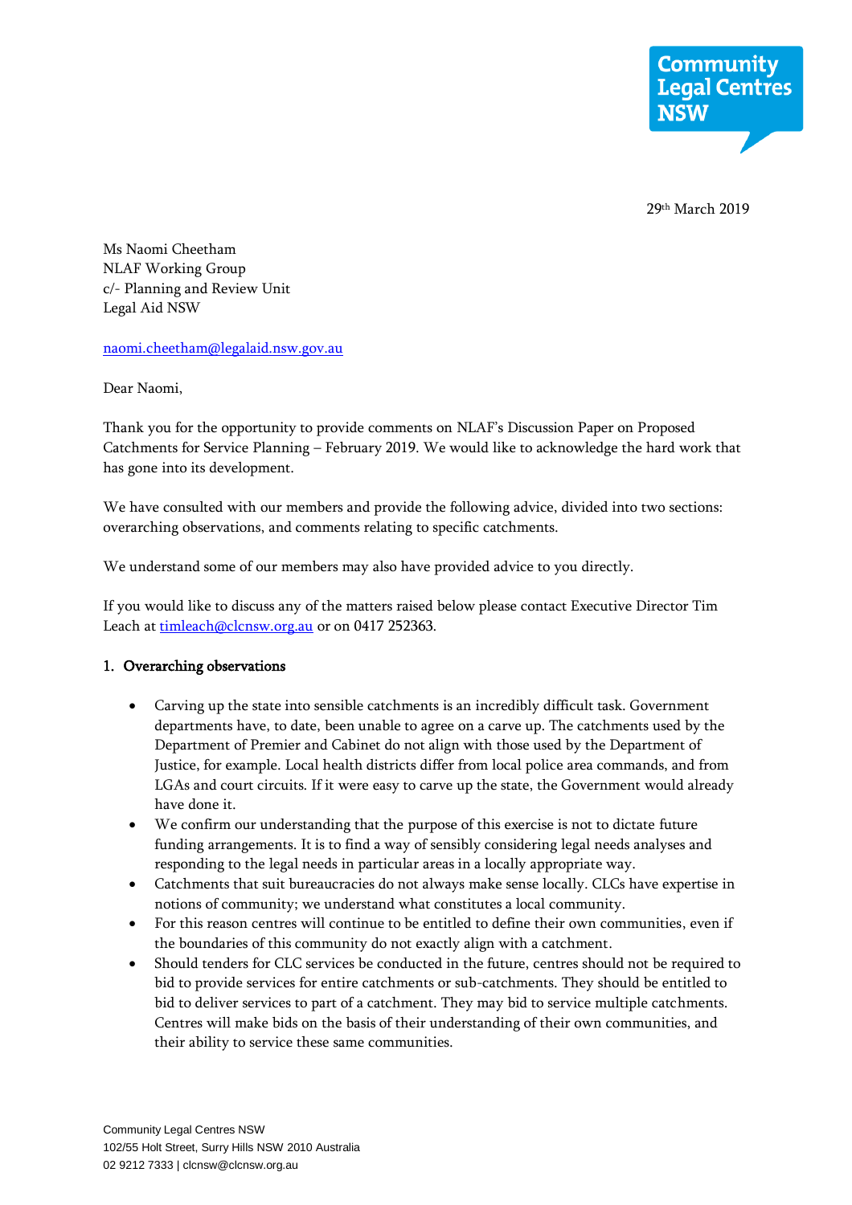Community Legal Centres NSW

29th March 2019

Ms Naomi Cheetham
NLAF Working Group
c/- Planning and Review Unit
Legal Aid NSW

naomi.cheetham@legalaid.nsw.gov.au

Dear Naomi,

Thank you for the opportunity to provide comments on NLAF's Discussion Paper on Proposed Catchments for Service Planning – February 2019. We would like to acknowledge the hard work that has gone into its development.

We have consulted with our members and provide the following advice, divided into two sections: overarching observations, and comments relating to specific catchments.

We understand some of our members may also have provided advice to you directly.

If you would like to discuss any of the matters raised below please contact Executive Director Tim Leach at timleach@clcnsw.org.au or on 0417 252363.

## 1. Overarching observations

- Carving up the state into sensible catchments is an incredibly difficult task. Government departments have, to date, been unable to agree on a carve up. The catchments used by the Department of Premier and Cabinet do not align with those used by the Department of Justice, for example. Local health districts differ from local police area commands, and from LGAs and court circuits. If it were easy to carve up the state, the Government would already have done it.
- We confirm our understanding that the purpose of this exercise is not to dictate future funding arrangements. It is to find a way of sensibly considering legal needs analyses and responding to the legal needs in particular areas in a locally appropriate way.
- Catchments that suit bureaucracies do not always make sense locally. CLCs have expertise in notions of community; we understand what constitutes a local community.
- For this reason centres will continue to be entitled to define their own communities, even if the boundaries of this community do not exactly align with a catchment.
- Should tenders for CLC services be conducted in the future, centres should not be required to bid to provide services for entire catchments or sub-catchments. They should be entitled to bid to deliver services to part of a catchment. They may bid to service multiple catchments. Centres will make bids on the basis of their understanding of their own communities, and their ability to service these same communities.

Community Legal Centres NSW
102/55 Holt Street, Surry Hills NSW 2010 Australia
02 9212 7333 | clcnsw@clcnsw.org.au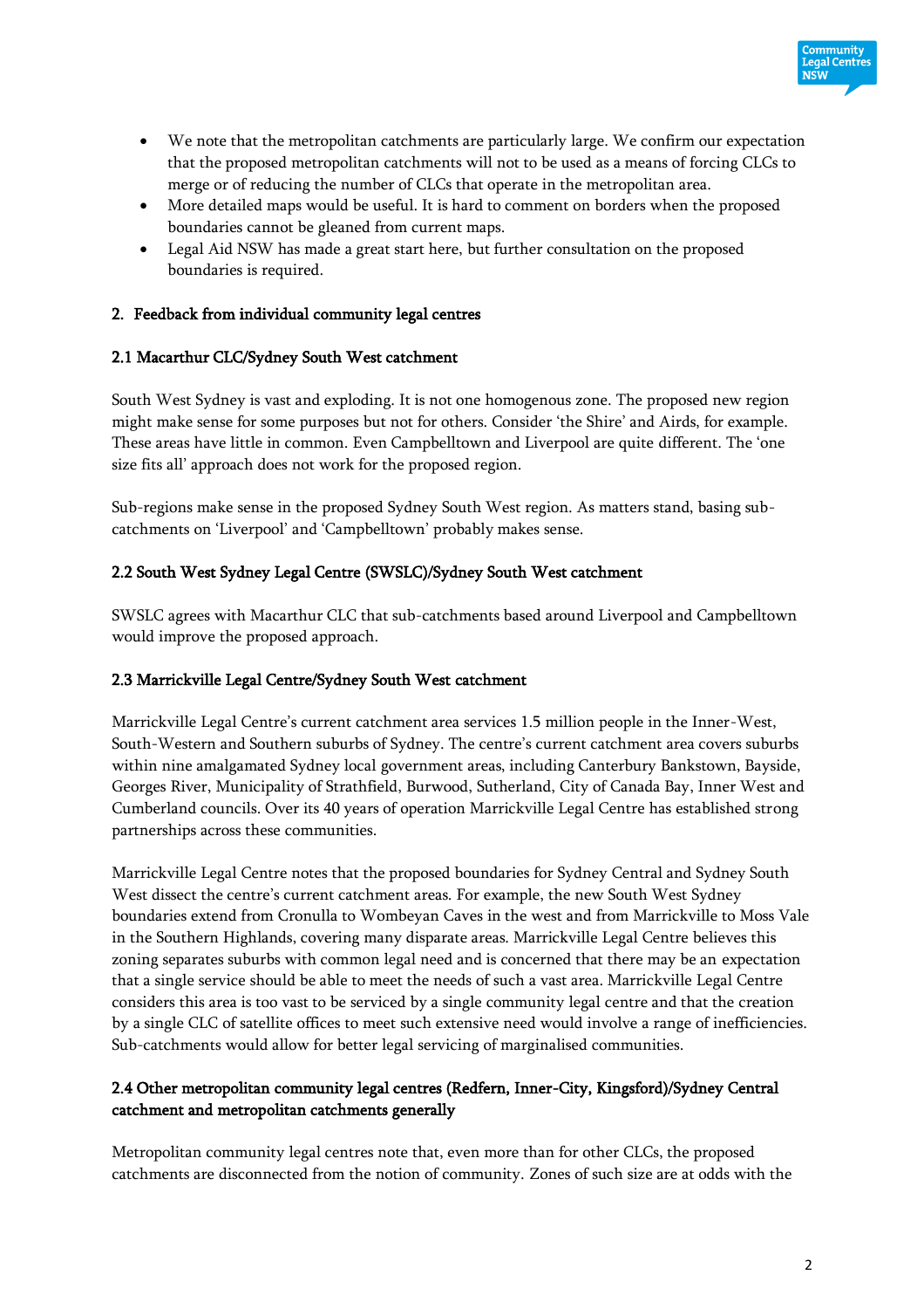- We note that the metropolitan catchments are particularly large. We confirm our expectation that the proposed metropolitan catchments will not to be used as a means of forcing CLCs to merge or of reducing the number of CLCs that operate in the metropolitan area.
- More detailed maps would be useful. It is hard to comment on borders when the proposed boundaries cannot be gleaned from current maps.
- Legal Aid NSW has made a great start here, but further consultation on the proposed boundaries is required.

## 2. Feedback from individual community legal centres

### 2.1 Macarthur CLC/Sydney South West catchment

South West Sydney is vast and exploding. It is not one homogenous zone. The proposed new region might make sense for some purposes but not for others. Consider 'the Shire' and Airds, for example. These areas have little in common. Even Campbelltown and Liverpool are quite different. The 'one size fits all' approach does not work for the proposed region.

Sub-regions make sense in the proposed Sydney South West region. As matters stand, basing sub-catchments on 'Liverpool' and 'Campbelltown' probably makes sense.

### 2.2 South West Sydney Legal Centre (SWSLC)/Sydney South West catchment

SWSLC agrees with Macarthur CLC that sub-catchments based around Liverpool and Campbelltown would improve the proposed approach.

### 2.3 Marrickville Legal Centre/Sydney South West catchment

Marrickville Legal Centre's current catchment area services 1.5 million people in the Inner-West, South-Western and Southern suburbs of Sydney. The centre's current catchment area covers suburbs within nine amalgamated Sydney local government areas, including Canterbury Bankstown, Bayside, Georges River, Municipality of Strathfield, Burwood, Sutherland, City of Canada Bay, Inner West and Cumberland councils. Over its 40 years of operation Marrickville Legal Centre has established strong partnerships across these communities.

Marrickville Legal Centre notes that the proposed boundaries for Sydney Central and Sydney South West dissect the centre's current catchment areas. For example, the new South West Sydney boundaries extend from Cronulla to Wombeyan Caves in the west and from Marrickville to Moss Vale in the Southern Highlands, covering many disparate areas. Marrickville Legal Centre believes this zoning separates suburbs with common legal need and is concerned that there may be an expectation that a single service should be able to meet the needs of such a vast area. Marrickville Legal Centre considers this area is too vast to be serviced by a single community legal centre and that the creation by a single CLC of satellite offices to meet such extensive need would involve a range of inefficiencies. Sub-catchments would allow for better legal servicing of marginalised communities.

### 2.4 Other metropolitan community legal centres (Redfern, Inner-City, Kingsford)/Sydney Central catchment and metropolitan catchments generally

Metropolitan community legal centres note that, even more than for other CLCs, the proposed catchments are disconnected from the notion of community. Zones of such size are at odds with the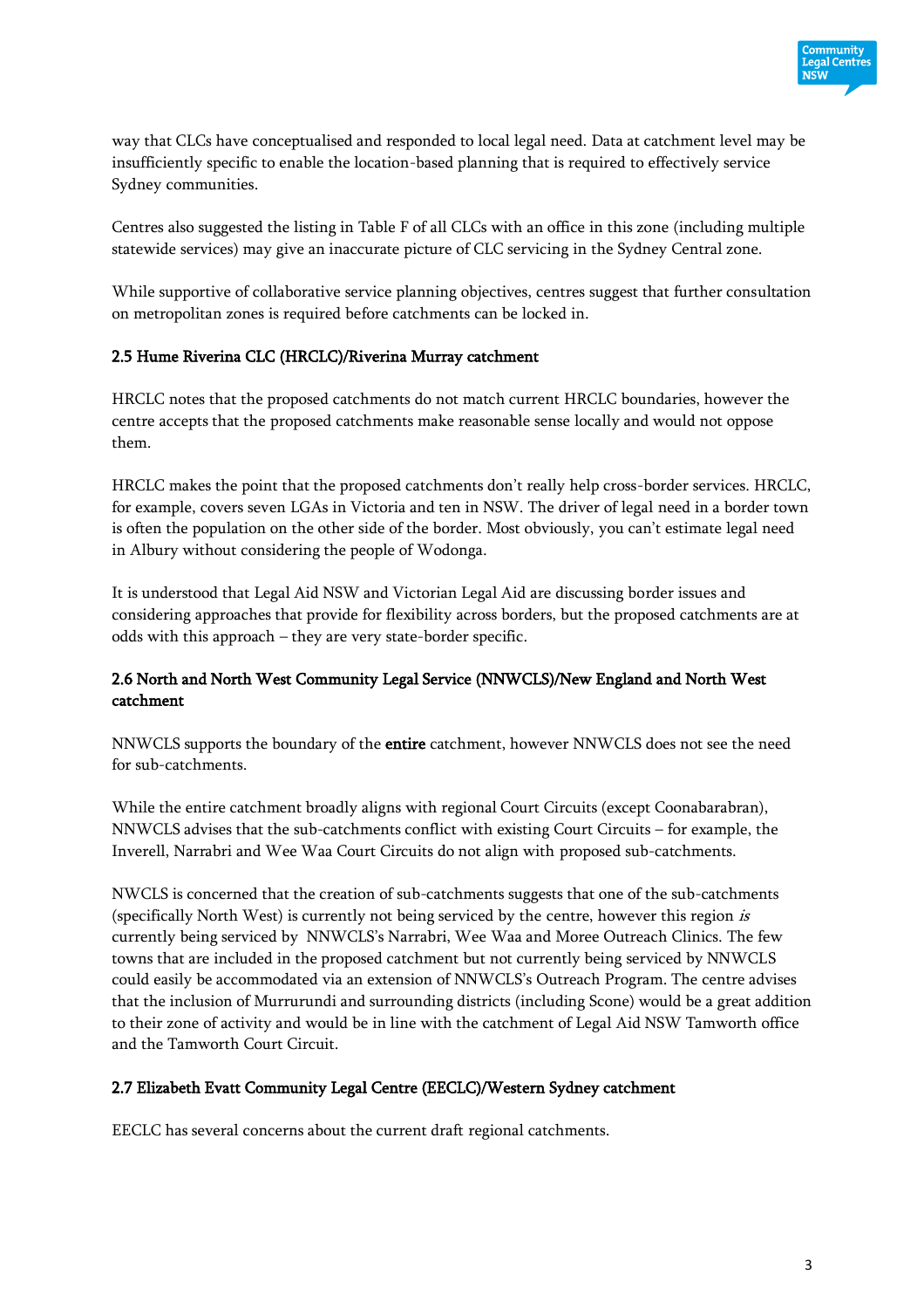way that CLCs have conceptualised and responded to local legal need. Data at catchment level may be insufficiently specific to enable the location-based planning that is required to effectively service Sydney communities.

Centres also suggested the listing in Table F of all CLCs with an office in this zone (including multiple statewide services) may give an inaccurate picture of CLC servicing in the Sydney Central zone.

While supportive of collaborative service planning objectives, centres suggest that further consultation on metropolitan zones is required before catchments can be locked in.

### 2.5 Hume Riverina CLC (HRCLC)/Riverina Murray catchment

HRCLC notes that the proposed catchments do not match current HRCLC boundaries, however the centre accepts that the proposed catchments make reasonable sense locally and would not oppose them.

HRCLC makes the point that the proposed catchments don't really help cross-border services. HRCLC, for example, covers seven LGAs in Victoria and ten in NSW. The driver of legal need in a border town is often the population on the other side of the border. Most obviously, you can't estimate legal need in Albury without considering the people of Wodonga.

It is understood that Legal Aid NSW and Victorian Legal Aid are discussing border issues and considering approaches that provide for flexibility across borders, but the proposed catchments are at odds with this approach – they are very state-border specific.

### 2.6 North and North West Community Legal Service (NNWCLS)/New England and North West catchment

NNWCLS supports the boundary of the **entire** catchment, however NNWCLS does not see the need for sub-catchments.

While the entire catchment broadly aligns with regional Court Circuits (except Coonabarabran), NNWCLS advises that the sub-catchments conflict with existing Court Circuits – for example, the Inverell, Narrabri and Wee Waa Court Circuits do not align with proposed sub-catchments.

NWCLS is concerned that the creation of sub-catchments suggests that one of the sub-catchments (specifically North West) is currently not being serviced by the centre, however this region *is* currently being serviced by NNWCLS's Narrabri, Wee Waa and Moree Outreach Clinics. The few towns that are included in the proposed catchment but not currently being serviced by NNWCLS could easily be accommodated via an extension of NNWCLS's Outreach Program. The centre advises that the inclusion of Murrurundi and surrounding districts (including Scone) would be a great addition to their zone of activity and would be in line with the catchment of Legal Aid NSW Tamworth office and the Tamworth Court Circuit.

### 2.7 Elizabeth Evatt Community Legal Centre (EECLC)/Western Sydney catchment

EECLC has several concerns about the current draft regional catchments.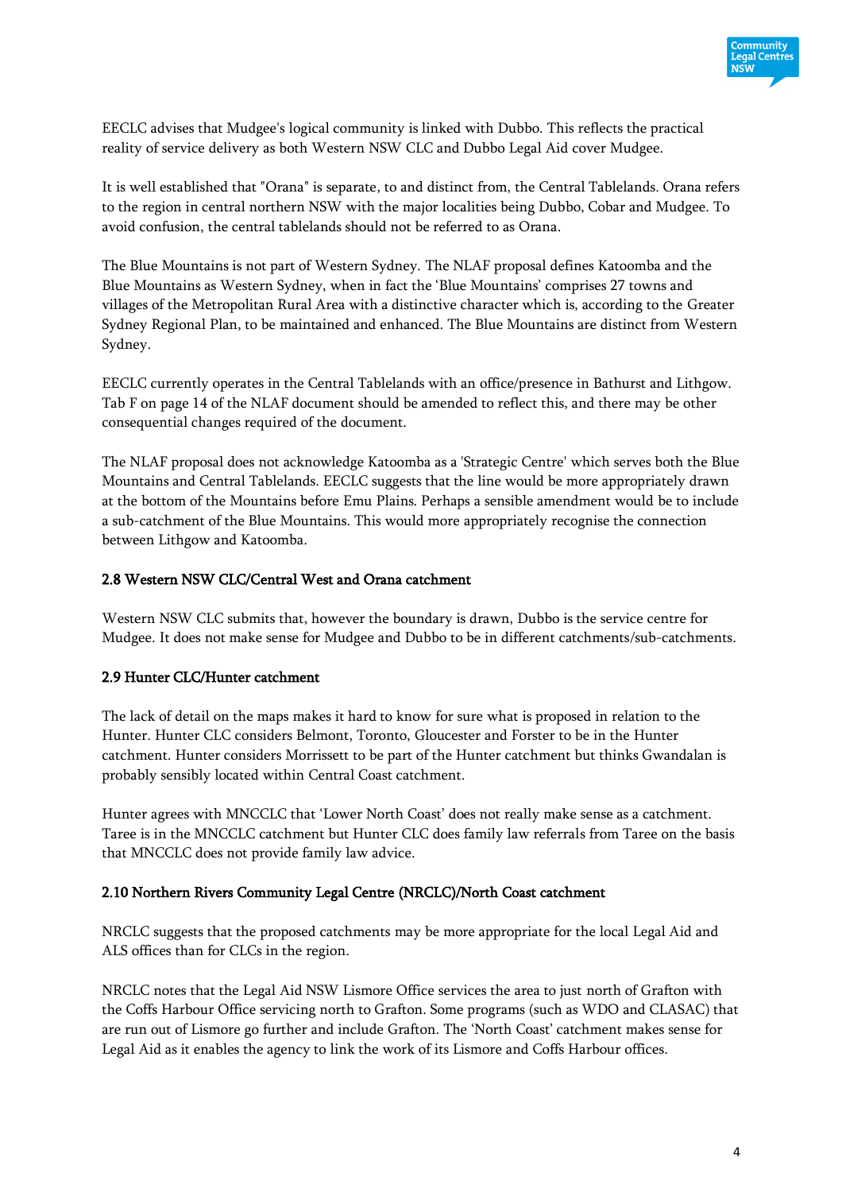EECLC advises that Mudgee's logical community is linked with Dubbo. This reflects the practical reality of service delivery as both Western NSW CLC and Dubbo Legal Aid cover Mudgee.

It is well established that "Orana" is separate, to and distinct from, the Central Tablelands. Orana refers to the region in central northern NSW with the major localities being Dubbo, Cobar and Mudgee. To avoid confusion, the central tablelands should not be referred to as Orana.

The Blue Mountains is not part of Western Sydney. The NLAF proposal defines Katoomba and the Blue Mountains as Western Sydney, when in fact the 'Blue Mountains' comprises 27 towns and villages of the Metropolitan Rural Area with a distinctive character which is, according to the Greater Sydney Regional Plan, to be maintained and enhanced. The Blue Mountains are distinct from Western Sydney.

EECLC currently operates in the Central Tablelands with an office/presence in Bathurst and Lithgow. Tab F on page 14 of the NLAF document should be amended to reflect this, and there may be other consequential changes required of the document.

The NLAF proposal does not acknowledge Katoomba as a 'Strategic Centre' which serves both the Blue Mountains and Central Tablelands. EECLC suggests that the line would be more appropriately drawn at the bottom of the Mountains before Emu Plains. Perhaps a sensible amendment would be to include a sub-catchment of the Blue Mountains. This would more appropriately recognise the connection between Lithgow and Katoomba.

### 2.8 Western NSW CLC/Central West and Orana catchment

Western NSW CLC submits that, however the boundary is drawn, Dubbo is the service centre for Mudgee. It does not make sense for Mudgee and Dubbo to be in different catchments/sub-catchments.

### 2.9 Hunter CLC/Hunter catchment

The lack of detail on the maps makes it hard to know for sure what is proposed in relation to the Hunter. Hunter CLC considers Belmont, Toronto, Gloucester and Forster to be in the Hunter catchment. Hunter considers Morrissett to be part of the Hunter catchment but thinks Gwandalan is probably sensibly located within Central Coast catchment.

Hunter agrees with MNCCLC that 'Lower North Coast' does not really make sense as a catchment. Taree is in the MNCCLC catchment but Hunter CLC does family law referrals from Taree on the basis that MNCCLC does not provide family law advice.

### 2.10 Northern Rivers Community Legal Centre (NRCLC)/North Coast catchment

NRCLC suggests that the proposed catchments may be more appropriate for the local Legal Aid and ALS offices than for CLCs in the region.

NRCLC notes that the Legal Aid NSW Lismore Office services the area to just north of Grafton with the Coffs Harbour Office servicing north to Grafton. Some programs (such as WDO and CLASAC) that are run out of Lismore go further and include Grafton. The 'North Coast' catchment makes sense for Legal Aid as it enables the agency to link the work of its Lismore and Coffs Harbour offices.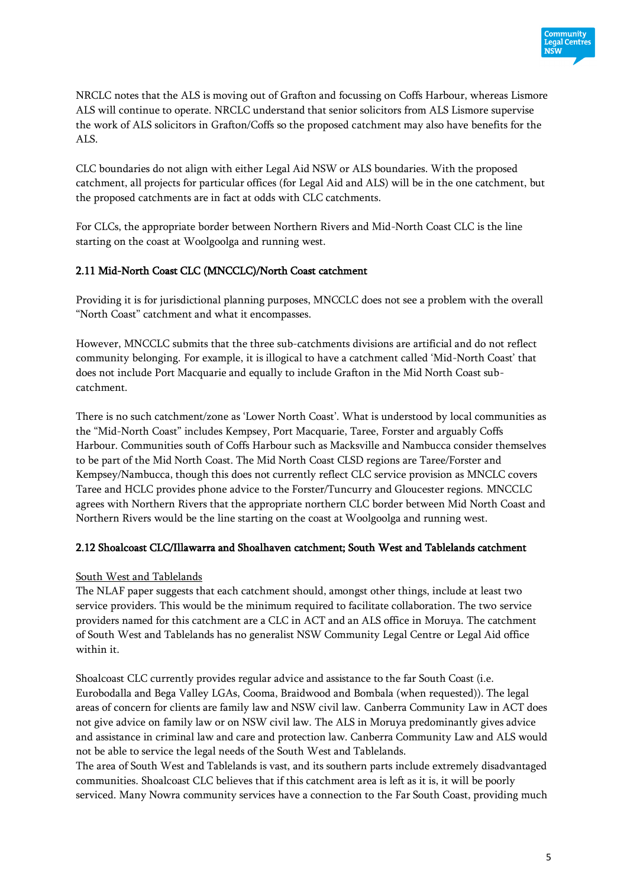NRCLC notes that the ALS is moving out of Grafton and focussing on Coffs Harbour, whereas Lismore ALS will continue to operate. NRCLC understand that senior solicitors from ALS Lismore supervise the work of ALS solicitors in Grafton/Coffs so the proposed catchment may also have benefits for the ALS.

CLC boundaries do not align with either Legal Aid NSW or ALS boundaries. With the proposed catchment, all projects for particular offices (for Legal Aid and ALS) will be in the one catchment, but the proposed catchments are in fact at odds with CLC catchments.

For CLCs, the appropriate border between Northern Rivers and Mid-North Coast CLC is the line starting on the coast at Woolgoolga and running west.

### 2.11 Mid-North Coast CLC (MNCCLC)/North Coast catchment

Providing it is for jurisdictional planning purposes, MNCCLC does not see a problem with the overall "North Coast" catchment and what it encompasses.

However, MNCCLC submits that the three sub-catchments divisions are artificial and do not reflect community belonging. For example, it is illogical to have a catchment called 'Mid-North Coast' that does not include Port Macquarie and equally to include Grafton in the Mid North Coast sub-catchment.

There is no such catchment/zone as 'Lower North Coast'. What is understood by local communities as the "Mid-North Coast" includes Kempsey, Port Macquarie, Taree, Forster and arguably Coffs Harbour. Communities south of Coffs Harbour such as Macksville and Nambucca consider themselves to be part of the Mid North Coast. The Mid North Coast CLSD regions are Taree/Forster and Kempsey/Nambucca, though this does not currently reflect CLC service provision as MNCLC covers Taree and HCLC provides phone advice to the Forster/Tuncurry and Gloucester regions. MNCCLC agrees with Northern Rivers that the appropriate northern CLC border between Mid North Coast and Northern Rivers would be the line starting on the coast at Woolgoolga and running west.

### 2.12 Shoalcoast CLC/Illawarra and Shoalhaven catchment; South West and Tablelands catchment

<u>South West and Tablelands</u>

The NLAF paper suggests that each catchment should, amongst other things, include at least two service providers. This would be the minimum required to facilitate collaboration. The two service providers named for this catchment are a CLC in ACT and an ALS office in Moruya. The catchment of South West and Tablelands has no generalist NSW Community Legal Centre or Legal Aid office within it.

Shoalcoast CLC currently provides regular advice and assistance to the far South Coast (i.e. Eurobodalla and Bega Valley LGAs, Cooma, Braidwood and Bombala (when requested)). The legal areas of concern for clients are family law and NSW civil law. Canberra Community Law in ACT does not give advice on family law or on NSW civil law. The ALS in Moruya predominantly gives advice and assistance in criminal law and care and protection law. Canberra Community Law and ALS would not be able to service the legal needs of the South West and Tablelands.

The area of South West and Tablelands is vast, and its southern parts include extremely disadvantaged communities. Shoalcoast CLC believes that if this catchment area is left as it is, it will be poorly serviced. Many Nowra community services have a connection to the Far South Coast, providing much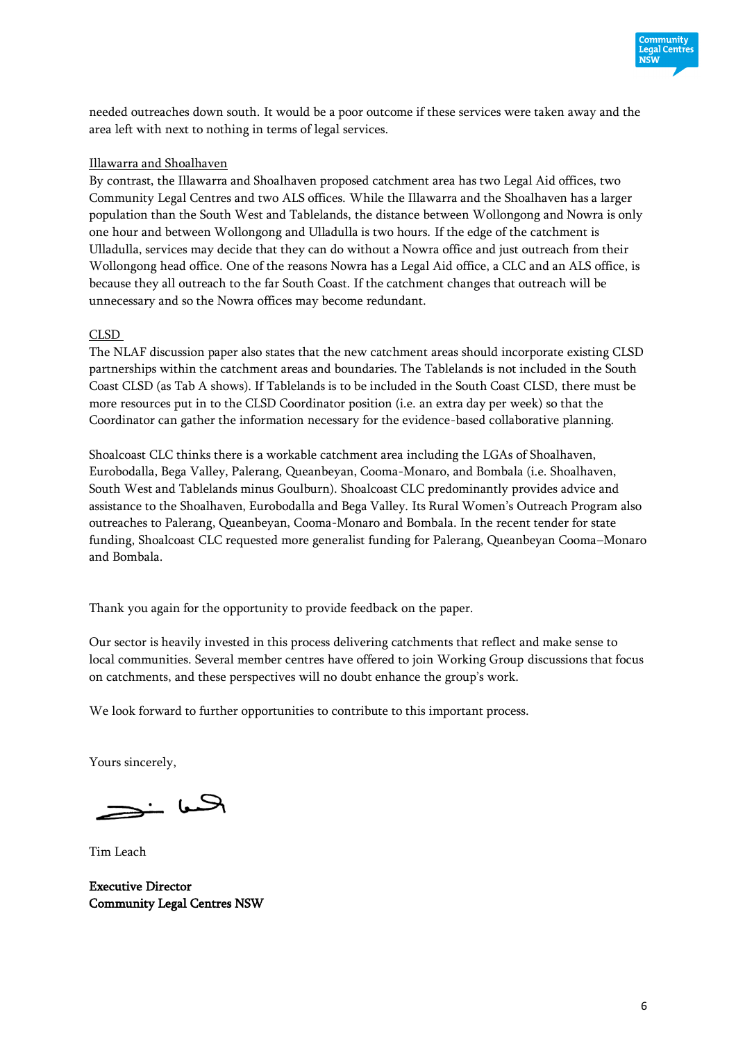needed outreaches down south. It would be a poor outcome if these services were taken away and the area left with next to nothing in terms of legal services.

Illawarra and Shoalhaven

By contrast, the Illawarra and Shoalhaven proposed catchment area has two Legal Aid offices, two Community Legal Centres and two ALS offices. While the Illawarra and the Shoalhaven has a larger population than the South West and Tablelands, the distance between Wollongong and Nowra is only one hour and between Wollongong and Ulladulla is two hours. If the edge of the catchment is Ulladulla, services may decide that they can do without a Nowra office and just outreach from their Wollongong head office. One of the reasons Nowra has a Legal Aid office, a CLC and an ALS office, is because they all outreach to the far South Coast. If the catchment changes that outreach will be unnecessary and so the Nowra offices may become redundant.

CLSD

The NLAF discussion paper also states that the new catchment areas should incorporate existing CLSD partnerships within the catchment areas and boundaries. The Tablelands is not included in the South Coast CLSD (as Tab A shows). If Tablelands is to be included in the South Coast CLSD, there must be more resources put in to the CLSD Coordinator position (i.e. an extra day per week) so that the Coordinator can gather the information necessary for the evidence-based collaborative planning.

Shoalcoast CLC thinks there is a workable catchment area including the LGAs of Shoalhaven, Eurobodalla, Bega Valley, Palerang, Queanbeyan, Cooma-Monaro, and Bombala (i.e. Shoalhaven, South West and Tablelands minus Goulburn). Shoalcoast CLC predominantly provides advice and assistance to the Shoalhaven, Eurobodalla and Bega Valley. Its Rural Women's Outreach Program also outreaches to Palerang, Queanbeyan, Cooma-Monaro and Bombala. In the recent tender for state funding, Shoalcoast CLC requested more generalist funding for Palerang, Queanbeyan Cooma–Monaro and Bombala.

Thank you again for the opportunity to provide feedback on the paper.

Our sector is heavily invested in this process delivering catchments that reflect and make sense to local communities. Several member centres have offered to join Working Group discussions that focus on catchments, and these perspectives will no doubt enhance the group's work.

We look forward to further opportunities to contribute to this important process.

Yours sincerely,

Tim Leach

**Executive Director**
**Community Legal Centres NSW**